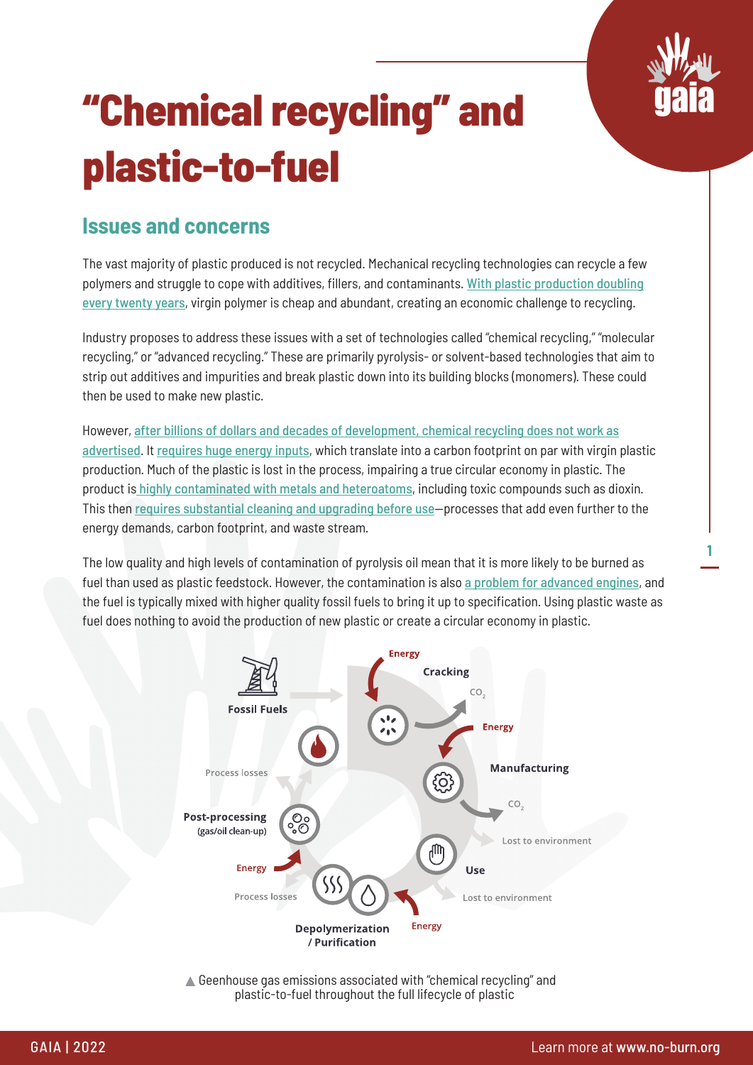# "Chemical recycling" and plastic-to-fuel

## Issues and concerns

The vast majority of plastic produced is not recycled. Mechanical recycling technologies can recycle a few polymers and struggle to cope with additives, fillers, and contaminants. With plastic production doubling every twenty years, virgin polymer is cheap and abundant, creating an economic challenge to recycling.

Industry proposes to address these issues with a set of technologies called "chemical recycling," "molecular recycling," or "advanced recycling." These are primarily pyrolysis- or solvent-based technologies that aim to strip out additives and impurities and break plastic down into its building blocks (monomers). These could then be used to make new plastic.

However, after billions of dollars and decades of development, chemical recycling does not work as advertised. It requires huge energy inputs, which translate into a carbon footprint on par with virgin plastic production. Much of the plastic is lost in the process, impairing a true circular economy in plastic. The product is highly contaminated with metals and heteroatoms, including toxic compounds such as dioxin. This then requires substantial cleaning and upgrading before use—processes that add even further to the energy demands, carbon footprint, and waste stream.

The low quality and high levels of contamination of pyrolysis oil mean that it is more likely to be burned as fuel than used as plastic feedstock. However, the contamination is also a problem for advanced engines, and the fuel is typically mixed with higher quality fossil fuels to bring it up to specification. Using plastic waste as fuel does nothing to avoid the production of new plastic or create a circular economy in plastic.

Fossil Fuels · Energy · Cracking · $CO_2$ · Energy · Manufacturing · $CO_2$ · Lost to environment · Use · Lost to environment · Energy · Depolymerization / Purification · Process losses · Energy · Post-processing (gas/oil clean-up) · Process losses

▲ Geenhouse gas emissions associated with "chemical recycling" and plastic-to-fuel throughout the full lifecycle of plastic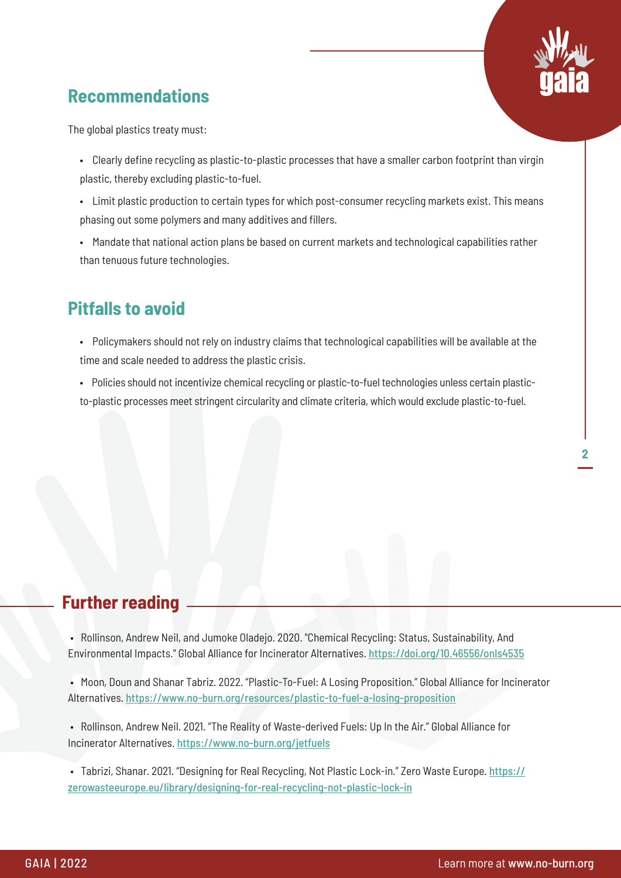## Recommendations

The global plastics treaty must:

- Clearly define recycling as plastic-to-plastic processes that have a smaller carbon footprint than virgin plastic, thereby excluding plastic-to-fuel.
- Limit plastic production to certain types for which post-consumer recycling markets exist. This means phasing out some polymers and many additives and fillers.
- Mandate that national action plans be based on current markets and technological capabilities rather than tenuous future technologies.

## Pitfalls to avoid

- Policymakers should not rely on industry claims that technological capabilities will be available at the time and scale needed to address the plastic crisis.
- Policies should not incentivize chemical recycling or plastic-to-fuel technologies unless certain plastic-to-plastic processes meet stringent circularity and climate criteria, which would exclude plastic-to-fuel.

## Further reading

- Rollinson, Andrew Neil, and Jumoke Oladejo. 2020. "Chemical Recycling: Status, Sustainability, And Environmental Impacts." Global Alliance for Incinerator Alternatives. https://doi.org/10.46556/onls4535
- Moon, Doun and Shanar Tabriz. 2022. "Plastic-To-Fuel: A Losing Proposition." Global Alliance for Incinerator Alternatives. https://www.no-burn.org/resources/plastic-to-fuel-a-losing-proposition
- Rollinson, Andrew Neil. 2021. "The Reality of Waste-derived Fuels: Up In the Air." Global Alliance for Incinerator Alternatives. https://www.no-burn.org/jetfuels
- Tabrizi, Shanar. 2021. "Designing for Real Recycling, Not Plastic Lock-in." Zero Waste Europe. https://zerowasteeurope.eu/library/designing-for-real-recycling-not-plastic-lock-in